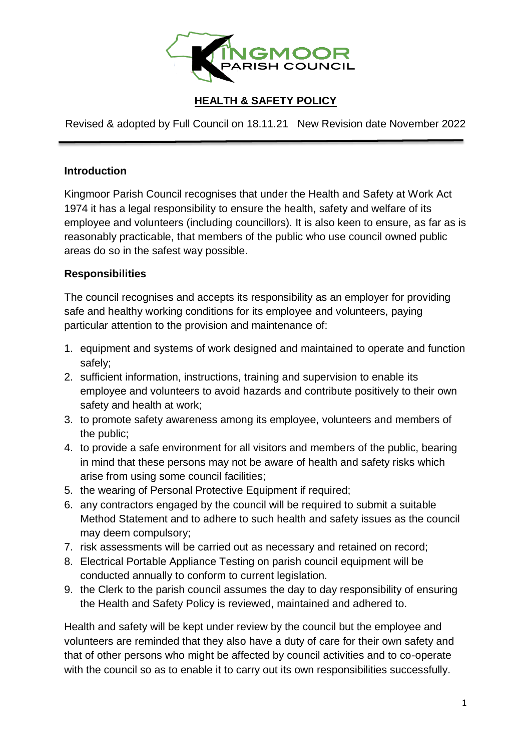# HEALTH & SAFETY POLICY

Revised & adopted by Full Council on 18.11.21 New Revision date November 2022

---

## Introduction

Kingmoor Parish Council recognises that under the Health and Safety at Work Act 1974 it has a legal responsibility to ensure the health, safety and welfare of its employee and volunteers (including councillors). It is also keen to ensure, as far as is reasonably practicable, that members of the public who use council owned public areas do so in the safest way possible.

## Responsibilities

The council recognises and accepts its responsibility as an employer for providing safe and healthy working conditions for its employee and volunteers, paying particular attention to the provision and maintenance of:

1. equipment and systems of work designed and maintained to operate and function safely;
2. sufficient information, instructions, training and supervision to enable its employee and volunteers to avoid hazards and contribute positively to their own safety and health at work;
3. to promote safety awareness among its employee, volunteers and members of the public;
4. to provide a safe environment for all visitors and members of the public, bearing in mind that these persons may not be aware of health and safety risks which arise from using some council facilities;
5. the wearing of Personal Protective Equipment if required;
6. any contractors engaged by the council will be required to submit a suitable Method Statement and to adhere to such health and safety issues as the council may deem compulsory;
7. risk assessments will be carried out as necessary and retained on record;
8. Electrical Portable Appliance Testing on parish council equipment will be conducted annually to conform to current legislation.
9. the Clerk to the parish council assumes the day to day responsibility of ensuring the Health and Safety Policy is reviewed, maintained and adhered to.

Health and safety will be kept under review by the council but the employee and volunteers are reminded that they also have a duty of care for their own safety and that of other persons who might be affected by council activities and to co-operate with the council so as to enable it to carry out its own responsibilities successfully.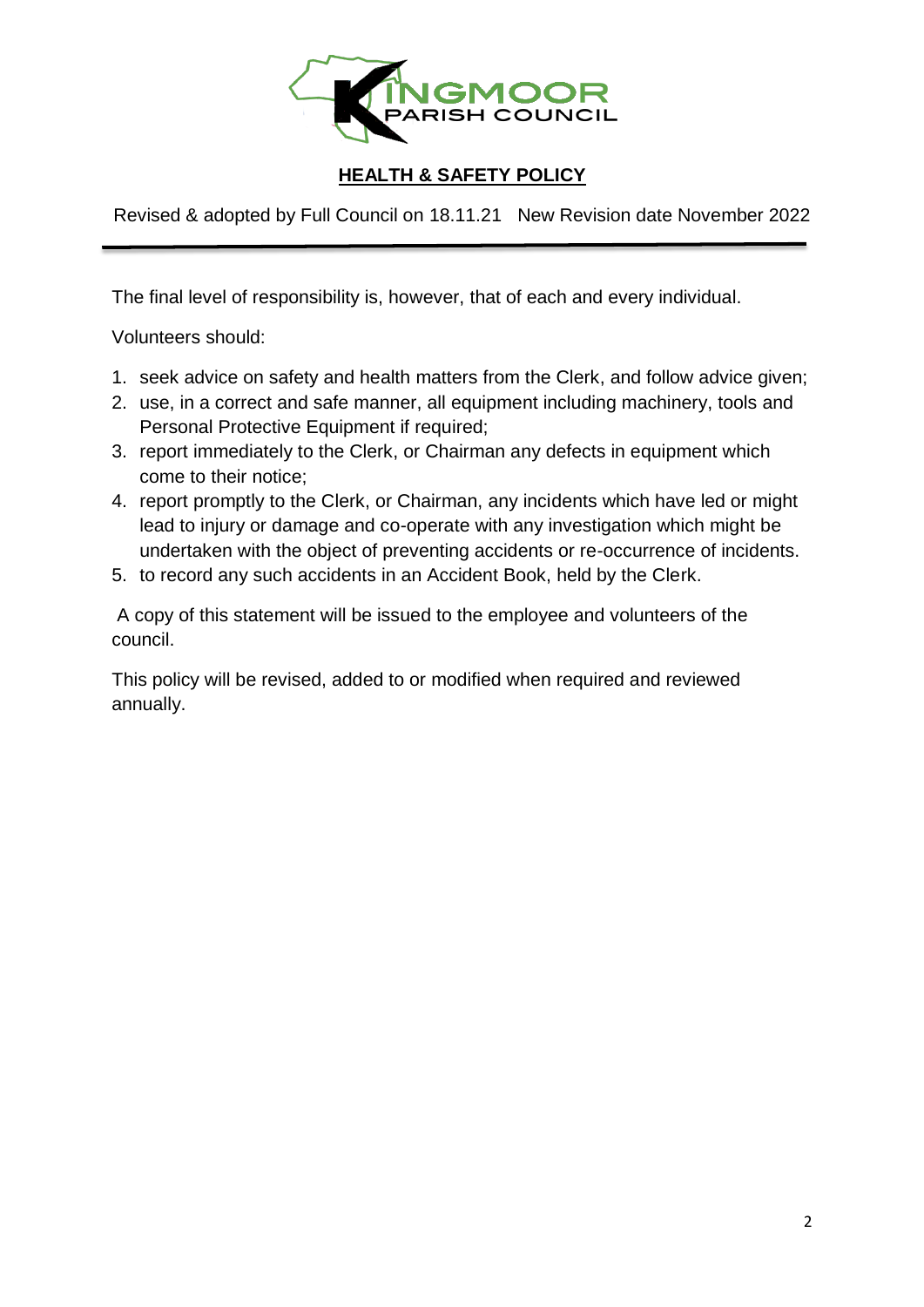## HEALTH & SAFETY POLICY

Revised & adopted by Full Council on 18.11.21 New Revision date November 2022

---

The final level of responsibility is, however, that of each and every individual.

Volunteers should:

1. seek advice on safety and health matters from the Clerk, and follow advice given;
2. use, in a correct and safe manner, all equipment including machinery, tools and Personal Protective Equipment if required;
3. report immediately to the Clerk, or Chairman any defects in equipment which come to their notice;
4. report promptly to the Clerk, or Chairman, any incidents which have led or might lead to injury or damage and co-operate with any investigation which might be undertaken with the object of preventing accidents or re-occurrence of incidents.
5. to record any such accidents in an Accident Book, held by the Clerk.

A copy of this statement will be issued to the employee and volunteers of the council.

This policy will be revised, added to or modified when required and reviewed annually.